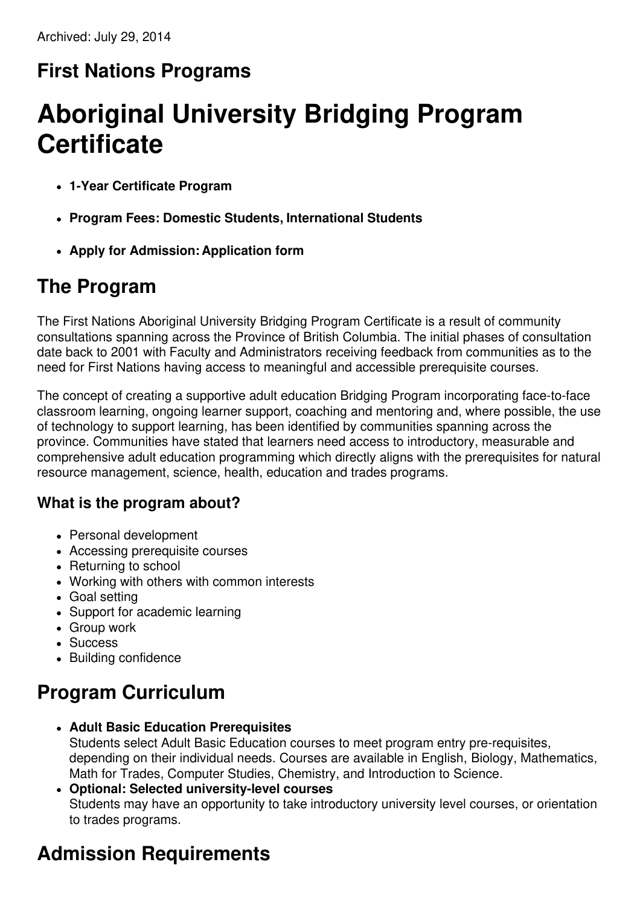Archived: July 29, 2014

## First Nations Programs

# Aboriginal University Bridging Program Certificate

- **1-Year Certificate Program**
- **Program Fees: Domestic Students, International Students**
- **Apply for Admission: Application form**

## The Program

The First Nations Aboriginal University Bridging Program Certificate is a result of community consultations spanning across the Province of British Columbia. The initial phases of consultation date back to 2001 with Faculty and Administrators receiving feedback from communities as to the need for First Nations having access to meaningful and accessible prerequisite courses.

The concept of creating a supportive adult education Bridging Program incorporating face-to-face classroom learning, ongoing learner support, coaching and mentoring and, where possible, the use of technology to support learning, has been identified by communities spanning across the province. Communities have stated that learners need access to introductory, measurable and comprehensive adult education programming which directly aligns with the prerequisites for natural resource management, science, health, education and trades programs.

### What is the program about?

- Personal development
- Accessing prerequisite courses
- Returning to school
- Working with others with common interests
- Goal setting
- Support for academic learning
- Group work
- Success
- Building confidence

## Program Curriculum

- **Adult Basic Education Prerequisites**
  Students select Adult Basic Education courses to meet program entry pre-requisites, depending on their individual needs. Courses are available in English, Biology, Mathematics, Math for Trades, Computer Studies, Chemistry, and Introduction to Science.
- **Optional: Selected university-level courses**
  Students may have an opportunity to take introductory university level courses, or orientation to trades programs.

## Admission Requirements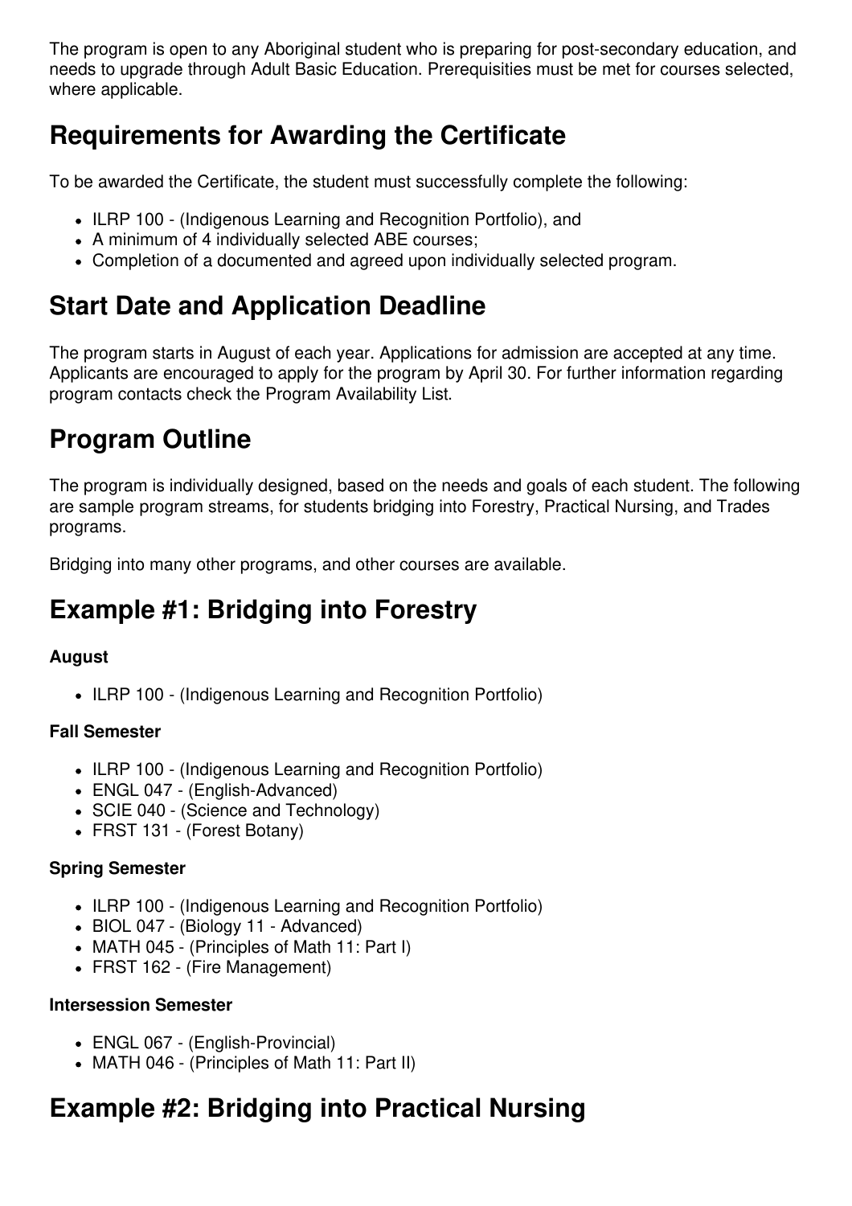The program is open to any Aboriginal student who is preparing for post-secondary education, and needs to upgrade through Adult Basic Education. Prerequisities must be met for courses selected, where applicable.

## Requirements for Awarding the Certificate

To be awarded the Certificate, the student must successfully complete the following:

- ILRP 100 - (Indigenous Learning and Recognition Portfolio), and
- A minimum of 4 individually selected ABE courses;
- Completion of a documented and agreed upon individually selected program.

## Start Date and Application Deadline

The program starts in August of each year. Applications for admission are accepted at any time. Applicants are encouraged to apply for the program by April 30. For further information regarding program contacts check the Program Availability List.

## Program Outline

The program is individually designed, based on the needs and goals of each student. The following are sample program streams, for students bridging into Forestry, Practical Nursing, and Trades programs.

Bridging into many other programs, and other courses are available.

## Example #1: Bridging into Forestry

**August**

- ILRP 100 - (Indigenous Learning and Recognition Portfolio)

**Fall Semester**

- ILRP 100 - (Indigenous Learning and Recognition Portfolio)
- ENGL 047 - (English-Advanced)
- SCIE 040 - (Science and Technology)
- FRST 131 - (Forest Botany)

**Spring Semester**

- ILRP 100 - (Indigenous Learning and Recognition Portfolio)
- BIOL 047 - (Biology 11 - Advanced)
- MATH 045 - (Principles of Math 11: Part I)
- FRST 162 - (Fire Management)

**Intersession Semester**

- ENGL 067 - (English-Provincial)
- MATH 046 - (Principles of Math 11: Part II)

## Example #2: Bridging into Practical Nursing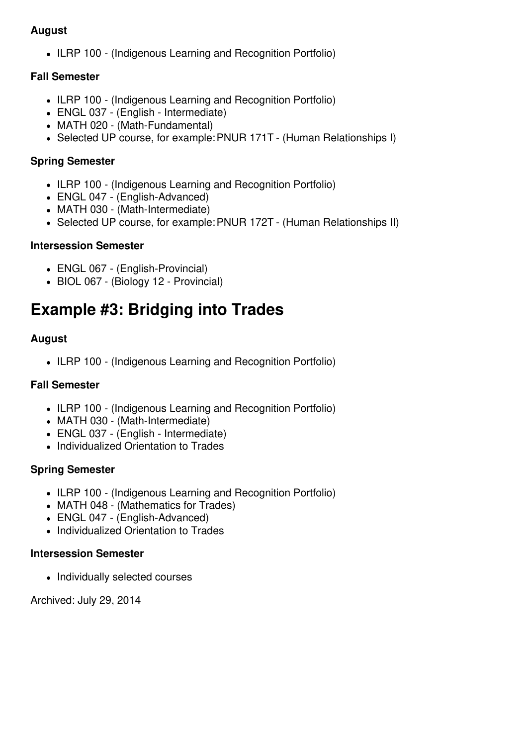**August**

- ILRP 100 - (Indigenous Learning and Recognition Portfolio)

**Fall Semester**

- ILRP 100 - (Indigenous Learning and Recognition Portfolio)
- ENGL 037 - (English - Intermediate)
- MATH 020 - (Math-Fundamental)
- Selected UP course, for example: PNUR 171T - (Human Relationships I)

**Spring Semester**

- ILRP 100 - (Indigenous Learning and Recognition Portfolio)
- ENGL 047 - (English-Advanced)
- MATH 030 - (Math-Intermediate)
- Selected UP course, for example: PNUR 172T - (Human Relationships II)

**Intersession Semester**

- ENGL 067 - (English-Provincial)
- BIOL 067 - (Biology 12 - Provincial)

# Example #3: Bridging into Trades

**August**

- ILRP 100 - (Indigenous Learning and Recognition Portfolio)

**Fall Semester**

- ILRP 100 - (Indigenous Learning and Recognition Portfolio)
- MATH 030 - (Math-Intermediate)
- ENGL 037 - (English - Intermediate)
- Individualized Orientation to Trades

**Spring Semester**

- ILRP 100 - (Indigenous Learning and Recognition Portfolio)
- MATH 048 - (Mathematics for Trades)
- ENGL 047 - (English-Advanced)
- Individualized Orientation to Trades

**Intersession Semester**

- Individually selected courses

Archived: July 29, 2014